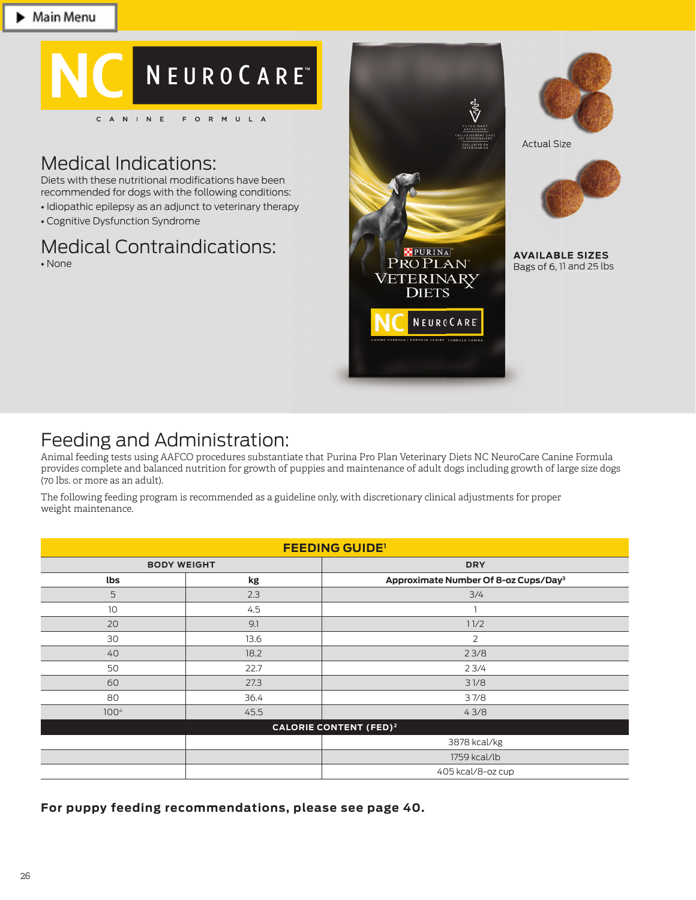# NC NEUROCARE™

CANINE FORMULA

## Medical Indications:

Diets with these nutritional modifications have been recommended for dogs with the following conditions:

- Idiopathic epilepsy as an adjunct to veterinary therapy
- Cognitive Dysfunction Syndrome

## Medical Contraindications:

- None

Actual Size

**AVAILABLE SIZES**
Bags of 6, 11 and 25 lbs

## Feeding and Administration:

Animal feeding tests using AAFCO procedures substantiate that Purina Pro Plan Veterinary Diets NC NeuroCare Canine Formula provides complete and balanced nutrition for growth of puppies and maintenance of adult dogs including growth of large size dogs (70 lbs. or more as an adult).

The following feeding program is recommended as a guideline only, with discretionary clinical adjustments for proper weight maintenance.

| FEEDING GUIDE[1] | | |
|---|---|---|
| BODY WEIGHT | | DRY |
| lbs | kg | Approximate Number Of 8-oz Cups/Day[3] |
| 5 | 2.3 | 3/4 |
| 10 | 4.5 | 1 |
| 20 | 9.1 | 1 1/2 |
| 30 | 13.6 | 2 |
| 40 | 18.2 | 2 3/8 |
| 50 | 22.7 | 2 3/4 |
| 60 | 27.3 | 3 1/8 |
| 80 | 36.4 | 3 7/8 |
| 100[4] | 45.5 | 4 3/8 |
| CALORIE CONTENT (FED)[2] | | |
| | | 3878 kcal/kg |
| | | 1759 kcal/lb |
| | | 405 kcal/8-oz cup |

**For puppy feeding recommendations, please see page 40.**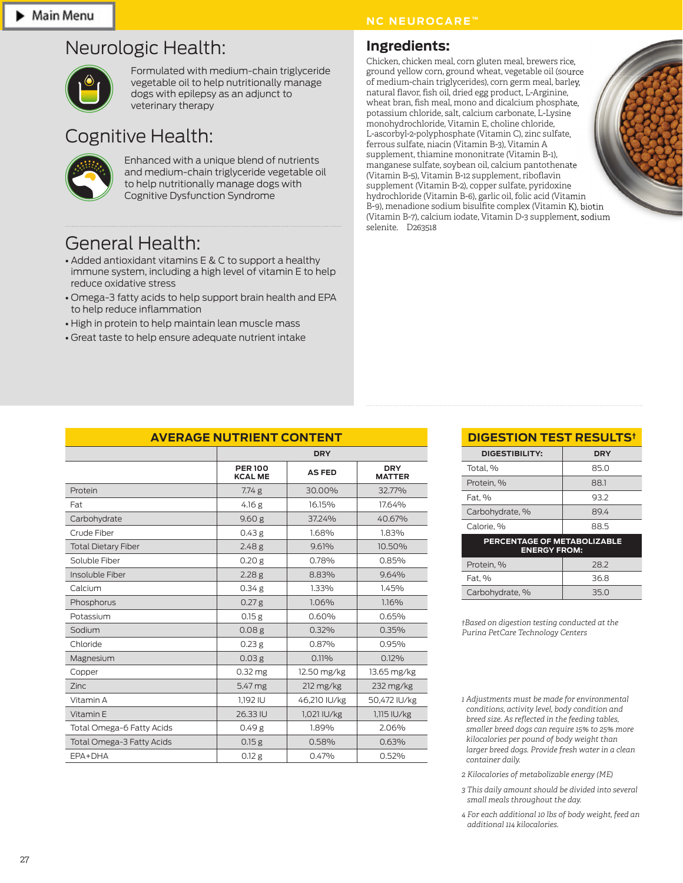Main Menu

NC NEUROCARE™

## Neurologic Health:

Formulated with medium-chain triglyceride vegetable oil to help nutritionally manage dogs with epilepsy as an adjunct to veterinary therapy

## Cognitive Health:

Enhanced with a unique blend of nutrients and medium-chain triglyceride vegetable oil to help nutritionally manage dogs with Cognitive Dysfunction Syndrome

## General Health:

- Added antioxidant vitamins E & C to support a healthy immune system, including a high level of vitamin E to help reduce oxidative stress
- Omega-3 fatty acids to help support brain health and EPA to help reduce inflammation
- High in protein to help maintain lean muscle mass
- Great taste to help ensure adequate nutrient intake

## Ingredients:

Chicken, chicken meal, corn gluten meal, brewers rice, ground yellow corn, ground wheat, vegetable oil (source of medium-chain triglycerides), corn germ meal, barley, natural flavor, fish oil, dried egg product, L-Arginine, wheat bran, fish meal, mono and dicalcium phosphate, potassium chloride, salt, calcium carbonate, L-Lysine monohydrochloride, Vitamin E, choline chloride, L-ascorbyl-2-polyphosphate (Vitamin C), zinc sulfate, ferrous sulfate, niacin (Vitamin B-3), Vitamin A supplement, thiamine mononitrate (Vitamin B-1), manganese sulfate, soybean oil, calcium pantothenate (Vitamin B-5), Vitamin B-12 supplement, riboflavin supplement (Vitamin B-2), copper sulfate, pyridoxine hydrochloride (Vitamin B-6), garlic oil, folic acid (Vitamin B-9), menadione sodium bisulfite complex (Vitamin K), biotin (Vitamin B-7), calcium iodate, Vitamin D-3 supplement, sodium selenite. D263518

### AVERAGE NUTRIENT CONTENT

| | DRY | | |
|---|---|---|---|
| | PER 100 KCAL ME | AS FED | DRY MATTER |
| Protein | 7.74 g | 30.00% | 32.77% |
| Fat | 4.16 g | 16.15% | 17.64% |
| Carbohydrate | 9.60 g | 37.24% | 40.67% |
| Crude Fiber | 0.43 g | 1.68% | 1.83% |
| Total Dietary Fiber | 2.48 g | 9.61% | 10.50% |
| Soluble Fiber | 0.20 g | 0.78% | 0.85% |
| Insoluble Fiber | 2.28 g | 8.83% | 9.64% |
| Calcium | 0.34 g | 1.33% | 1.45% |
| Phosphorus | 0.27 g | 1.06% | 1.16% |
| Potassium | 0.15 g | 0.60% | 0.65% |
| Sodium | 0.08 g | 0.32% | 0.35% |
| Chloride | 0.23 g | 0.87% | 0.95% |
| Magnesium | 0.03 g | 0.11% | 0.12% |
| Copper | 0.32 mg | 12.50 mg/kg | 13.65 mg/kg |
| Zinc | 5.47 mg | 212 mg/kg | 232 mg/kg |
| Vitamin A | 1,192 IU | 46,210 IU/kg | 50,472 IU/kg |
| Vitamin E | 26.33 IU | 1,021 IU/kg | 1,115 IU/kg |
| Total Omega-6 Fatty Acids | 0.49 g | 1.89% | 2.06% |
| Total Omega-3 Fatty Acids | 0.15 g | 0.58% | 0.63% |
| EPA+DHA | 0.12 g | 0.47% | 0.52% |

### DIGESTION TEST RESULTS†

| DIGESTIBILITY: | DRY |
|---|---|
| Total, % | 85.0 |
| Protein, % | 88.1 |
| Fat, % | 93.2 |
| Carbohydrate, % | 89.4 |
| Calorie, % | 88.5 |
| **PERCENTAGE OF METABOLIZABLE ENERGY FROM:** | |
| Protein, % | 28.2 |
| Fat, % | 36.8 |
| Carbohydrate, % | 35.0 |

*†Based on digestion testing conducted at the Purina PetCare Technology Centers*

*1 Adjustments must be made for environmental conditions, activity level, body condition and breed size. As reflected in the feeding tables, smaller breed dogs can require 15% to 25% more kilocalories per pound of body weight than larger breed dogs. Provide fresh water in a clean container daily.*

*2 Kilocalories of metabolizable energy (ME)*

*3 This daily amount should be divided into several small meals throughout the day.*

*4 For each additional 10 lbs of body weight, feed an additional 114 kilocalories.*